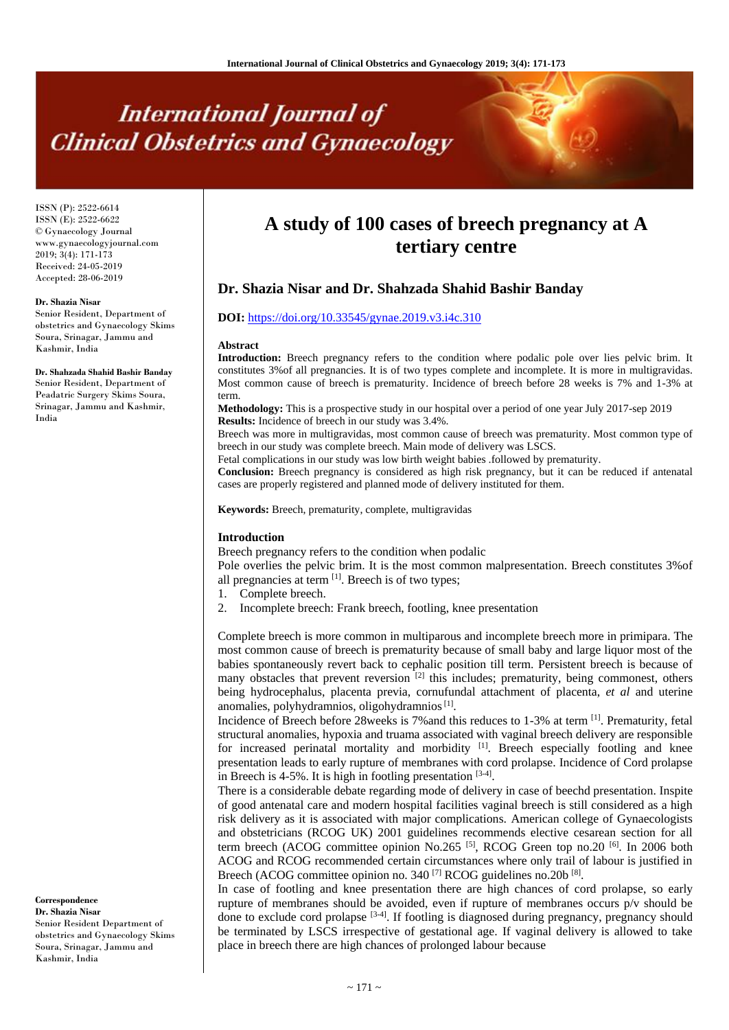# A study of 100 cases of breech pregnancy at A tertiary centre

## Dr. Shazia Nisar and Dr. Shahzada Shahid Bashir Banday

**DOI:** https://doi.org/10.33545/gynae.2019.v3.i4c.310

ISSN (P): 2522-6614
ISSN (E): 2522-6622
© Gynaecology Journal
www.gynaecologyjournal.com
2019; 3(4): 171-173
Received: 24-05-2019
Accepted: 28-06-2019

**Dr. Shazia Nisar**
Senior Resident, Department of obstetrics and Gynaecology Skims Soura, Srinagar, Jammu and Kashmir, India

**Dr. Shahzada Shahid Bashir Banday**
Senior Resident, Department of Peadatric Surgery Skims Soura, Srinagar, Jammu and Kashmir, India

**Correspondence**
**Dr. Shazia Nisar**
Senior Resident Department of obstetrics and Gynaecology Skims Soura, Srinagar, Jammu and Kashmir, India

**Abstract**

**Introduction:** Breech pregnancy refers to the condition where podalic pole over lies pelvic brim. It constitutes 3%of all pregnancies. It is of two types complete and incomplete. It is more in multigravidas. Most common cause of breech is prematurity. Incidence of breech before 28 weeks is 7% and 1-3% at term.

**Methodology:** This is a prospective study in our hospital over a period of one year July 2017-sep 2019

**Results:** Incidence of breech in our study was 3.4%.

Breech was more in multigravidas, most common cause of breech was prematurity. Most common type of breech in our study was complete breech. Main mode of delivery was LSCS.

Fetal complications in our study was low birth weight babies .followed by prematurity.

**Conclusion:** Breech pregnancy is considered as high risk pregnancy, but it can be reduced if antenatal cases are properly registered and planned mode of delivery instituted for them.

**Keywords:** Breech, prematurity, complete, multigravidas

## Introduction

Breech pregnancy refers to the condition when podalic

Pole overlies the pelvic brim. It is the most common malpresentation. Breech constitutes 3%of all pregnancies at term [1]. Breech is of two types;

1. Complete breech.
2. Incomplete breech: Frank breech, footling, knee presentation

Complete breech is more common in multiparous and incomplete breech more in primipara. The most common cause of breech is prematurity because of small baby and large liquor most of the babies spontaneously revert back to cephalic position till term. Persistent breech is because of many obstacles that prevent reversion [2] this includes; prematurity, being commonest, others being hydrocephalus, placenta previa, cornufundal attachment of placenta, *et al* and uterine anomalies, polyhydramnios, oligohydramnios [1].

Incidence of Breech before 28weeks is 7%and this reduces to 1-3% at term [1]. Prematurity, fetal structural anomalies, hypoxia and truama associated with vaginal breech delivery are responsible for increased perinatal mortality and morbidity [1]. Breech especially footling and knee presentation leads to early rupture of membranes with cord prolapse. Incidence of Cord prolapse in Breech is 4-5%. It is high in footling presentation [3-4].

There is a considerable debate regarding mode of delivery in case of beechd presentation. Inspite of good antenatal care and modern hospital facilities vaginal breech is still considered as a high risk delivery as it is associated with major complications. American college of Gynaecologists and obstetricians (RCOG UK) 2001 guidelines recommends elective cesarean section for all term breech (ACOG committee opinion No.265 [5], RCOG Green top no.20 [6]. In 2006 both ACOG and RCOG recommended certain circumstances where only trail of labour is justified in Breech (ACOG committee opinion no. 340 [7] RCOG guidelines no.20b [8].

In case of footling and knee presentation there are high chances of cord prolapse, so early rupture of membranes should be avoided, even if rupture of membranes occurs p/v should be done to exclude cord prolapse [3-4]. If footling is diagnosed during pregnancy, pregnancy should be terminated by LSCS irrespective of gestational age. If vaginal delivery is allowed to take place in breech there are high chances of prolonged labour because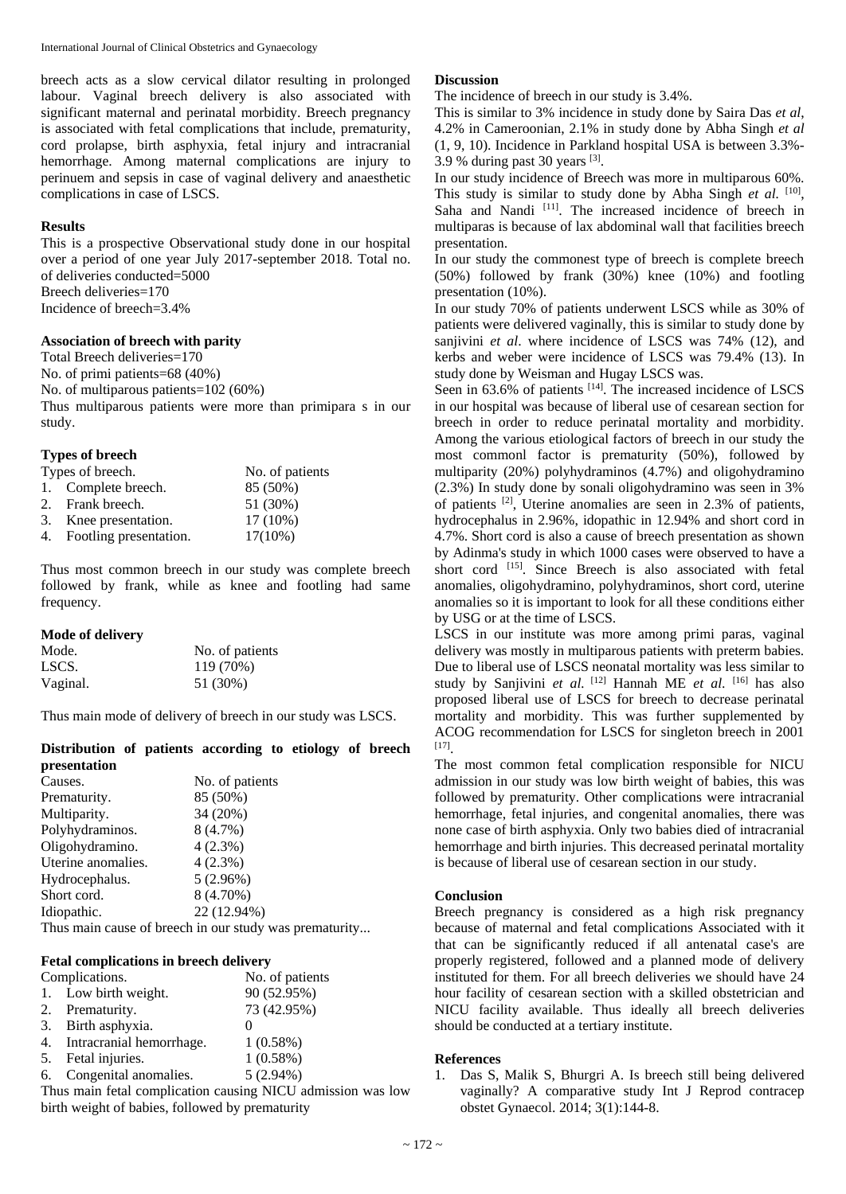breech acts as a slow cervical dilator resulting in prolonged labour. Vaginal breech delivery is also associated with significant maternal and perinatal morbidity. Breech pregnancy is associated with fetal complications that include, prematurity, cord prolapse, birth asphyxia, fetal injury and intracranial hemorrhage. Among maternal complications are injury to perinuem and sepsis in case of vaginal delivery and anaesthetic complications in case of LSCS.

## Results

This is a prospective Observational study done in our hospital over a period of one year July 2017-september 2018. Total no. of deliveries conducted=5000

Breech deliveries=170

Incidence of breech=3.4%

### Association of breech with parity

Total Breech deliveries=170

No. of primi patients=68 (40%)

No. of multiparous patients=102 (60%)

Thus multiparous patients were more than primipara s in our study.

### Types of breech

| Types of breech. | No. of patients |
|---|---|
| 1. Complete breech. | 85 (50%) |
| 2. Frank breech. | 51 (30%) |
| 3. Knee presentation. | 17 (10%) |
| 4. Footling presentation. | 17(10%) |

Thus most common breech in our study was complete breech followed by frank, while as knee and footling had same frequency.

### Mode of delivery

| Mode. | No. of patients |
|---|---|
| LSCS. | 119 (70%) |
| Vaginal. | 51 (30%) |

Thus main mode of delivery of breech in our study was LSCS.

### Distribution of patients according to etiology of breech presentation

| Causes. | No. of patients |
|---|---|
| Prematurity. | 85 (50%) |
| Multiparity. | 34 (20%) |
| Polyhydraminos. | 8 (4.7%) |
| Oligohydramino. | 4 (2.3%) |
| Uterine anomalies. | 4 (2.3%) |
| Hydrocephalus. | 5 (2.96%) |
| Short cord. | 8 (4.70%) |
| Idiopathic. | 22 (12.94%) |

Thus main cause of breech in our study was prematurity...

### Fetal complications in breech delivery

| Complications. | No. of patients |
|---|---|
| 1. Low birth weight. | 90 (52.95%) |
| 2. Prematurity. | 73 (42.95%) |
| 3. Birth asphyxia. | 0 |
| 4. Intracranial hemorrhage. | 1 (0.58%) |
| 5. Fetal injuries. | 1 (0.58%) |
| 6. Congenital anomalies. | 5 (2.94%) |

Thus main fetal complication causing NICU admission was low birth weight of babies, followed by prematurity

## Discussion

The incidence of breech in our study is 3.4%.

This is similar to 3% incidence in study done by Saira Das *et al*, 4.2% in Cameroonian, 2.1% in study done by Abha Singh *et al* (1, 9, 10). Incidence in Parkland hospital USA is between 3.3%-3.9 % during past 30 years [3].

In our study incidence of Breech was more in multiparous 60%. This study is similar to study done by Abha Singh *et al.* [10], Saha and Nandi [11]. The increased incidence of breech in multiparas is because of lax abdominal wall that facilities breech presentation.

In our study the commonest type of breech is complete breech (50%) followed by frank (30%) knee (10%) and footling presentation (10%).

In our study 70% of patients underwent LSCS while as 30% of patients were delivered vaginally, this is similar to study done by sanjivini *et al*. where incidence of LSCS was 74% (12), and kerbs and weber were incidence of LSCS was 79.4% (13). In study done by Weisman and Hugay LSCS was.

Seen in 63.6% of patients [14]. The increased incidence of LSCS in our hospital was because of liberal use of cesarean section for breech in order to reduce perinatal mortality and morbidity. Among the various etiological factors of breech in our study the most commonl factor is prematurity (50%), followed by multiparity (20%) polyhydraminos (4.7%) and oligohydramino (2.3%) In study done by sonali oligohydramino was seen in 3% of patients [2], Uterine anomalies are seen in 2.3% of patients, hydrocephalus in 2.96%, idopathic in 12.94% and short cord in 4.7%. Short cord is also a cause of breech presentation as shown by Adinma's study in which 1000 cases were observed to have a short cord [15]. Since Breech is also associated with fetal anomalies, oligohydramino, polyhydraminos, short cord, uterine anomalies so it is important to look for all these conditions either by USG or at the time of LSCS.

LSCS in our institute was more among primi paras, vaginal delivery was mostly in multiparous patients with preterm babies. Due to liberal use of LSCS neonatal mortality was less similar to study by Sanjivini *et al.* [12] Hannah ME *et al.* [16] has also proposed liberal use of LSCS for breech to decrease perinatal mortality and morbidity. This was further supplemented by ACOG recommendation for LSCS for singleton breech in 2001 [17].

The most common fetal complication responsible for NICU admission in our study was low birth weight of babies, this was followed by prematurity. Other complications were intracranial hemorrhage, fetal injuries, and congenital anomalies, there was none case of birth asphyxia. Only two babies died of intracranial hemorrhage and birth injuries. This decreased perinatal mortality is because of liberal use of cesarean section in our study.

## Conclusion

Breech pregnancy is considered as a high risk pregnancy because of maternal and fetal complications Associated with it that can be significantly reduced if all antenatal case's are properly registered, followed and a planned mode of delivery instituted for them. For all breech deliveries we should have 24 hour facility of cesarean section with a skilled obstetrician and NICU facility available. Thus ideally all breech deliveries should be conducted at a tertiary institute.

## References

1. Das S, Malik S, Bhurgri A. Is breech still being delivered vaginally? A comparative study Int J Reprod contracep obstet Gynaecol. 2014; 3(1):144-8.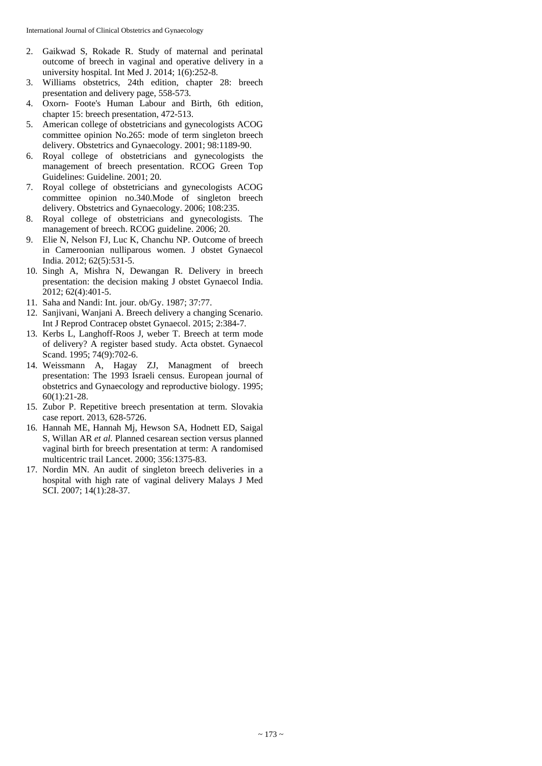2. Gaikwad S, Rokade R. Study of maternal and perinatal outcome of breech in vaginal and operative delivery in a university hospital. Int Med J. 2014; 1(6):252-8.
3. Williams obstetrics, 24th edition, chapter 28: breech presentation and delivery page, 558-573.
4. Oxorn- Foote's Human Labour and Birth, 6th edition, chapter 15: breech presentation, 472-513.
5. American college of obstetricians and gynecologists ACOG committee opinion No.265: mode of term singleton breech delivery. Obstetrics and Gynaecology. 2001; 98:1189-90.
6. Royal college of obstetricians and gynecologists the management of breech presentation. RCOG Green Top Guidelines: Guideline. 2001; 20.
7. Royal college of obstetricians and gynecologists ACOG committee opinion no.340.Mode of singleton breech delivery. Obstetrics and Gynaecology. 2006; 108:235.
8. Royal college of obstetricians and gynecologists. The management of breech. RCOG guideline. 2006; 20.
9. Elie N, Nelson FJ, Luc K, Chanchu NP. Outcome of breech in Cameroonian nulliparous women. J obstet Gynaecol India. 2012; 62(5):531-5.
10. Singh A, Mishra N, Dewangan R. Delivery in breech presentation: the decision making J obstet Gynaecol India. 2012; 62(4):401-5.
11. Saha and Nandi: Int. jour. ob/Gy. 1987; 37:77.
12. Sanjivani, Wanjani A. Breech delivery a changing Scenario. Int J Reprod Contracep obstet Gynaecol. 2015; 2:384-7.
13. Kerbs L, Langhoff-Roos J, weber T. Breech at term mode of delivery? A register based study. Acta obstet. Gynaecol Scand. 1995; 74(9):702-6.
14. Weissmann A, Hagay ZJ, Managment of breech presentation: The 1993 Israeli census. European journal of obstetrics and Gynaecology and reproductive biology. 1995; 60(1):21-28.
15. Zubor P. Repetitive breech presentation at term. Slovakia case report. 2013, 628-5726.
16. Hannah ME, Hannah Mj, Hewson SA, Hodnett ED, Saigal S, Willan AR *et al.* Planned cesarean section versus planned vaginal birth for breech presentation at term: A randomised multicentric trail Lancet. 2000; 356:1375-83.
17. Nordin MN. An audit of singleton breech deliveries in a hospital with high rate of vaginal delivery Malays J Med SCI. 2007; 14(1):28-37.